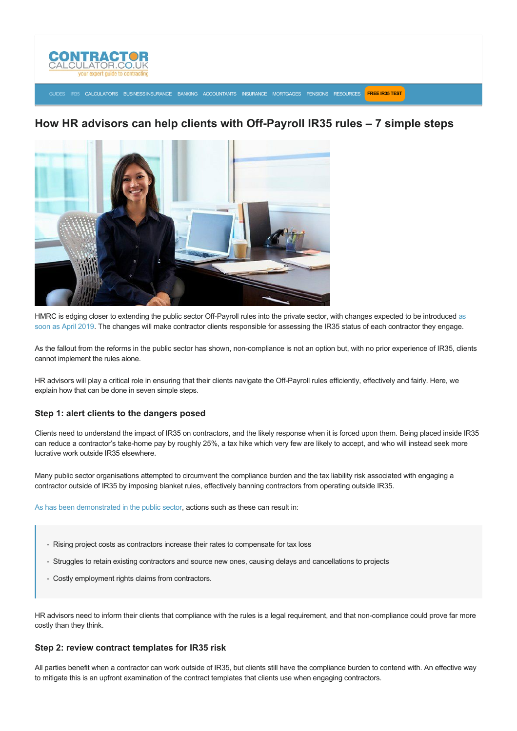# How HR advisors can help clients with Off-Payroll IR35 rules – 7 simple steps

HMRC is edging closer to extending the public sector Off-Payroll rules into the private sector, with changes expected to be introduced as soon as April 2019. The changes will make contractor clients responsible for assessing the IR35 status of each contractor they engage.

As the fallout from the reforms in the public sector has shown, non-compliance is not an option but, with no prior experience of IR35, clients cannot implement the rules alone.

HR advisors will play a critical role in ensuring that their clients navigate the Off-Payroll rules efficiently, effectively and fairly. Here, we explain how that can be done in seven simple steps.

### Step 1: alert clients to the dangers posed

Clients need to understand the impact of IR35 on contractors, and the likely response when it is forced upon them. Being placed inside IR35 can reduce a contractor's take-home pay by roughly 25%, a tax hike which very few are likely to accept, and who will instead seek more lucrative work outside IR35 elsewhere.

Many public sector organisations attempted to circumvent the compliance burden and the tax liability risk associated with engaging a contractor outside of IR35 by imposing blanket rules, effectively banning contractors from operating outside IR35.

As has been demonstrated in the public sector, actions such as these can result in:

> - Rising project costs as contractors increase their rates to compensate for tax loss
> - Struggles to retain existing contractors and source new ones, causing delays and cancellations to projects
> - Costly employment rights claims from contractors.

HR advisors need to inform their clients that compliance with the rules is a legal requirement, and that non-compliance could prove far more costly than they think.

### Step 2: review contract templates for IR35 risk

All parties benefit when a contractor can work outside of IR35, but clients still have the compliance burden to contend with. An effective way to mitigate this is an upfront examination of the contract templates that clients use when engaging contractors.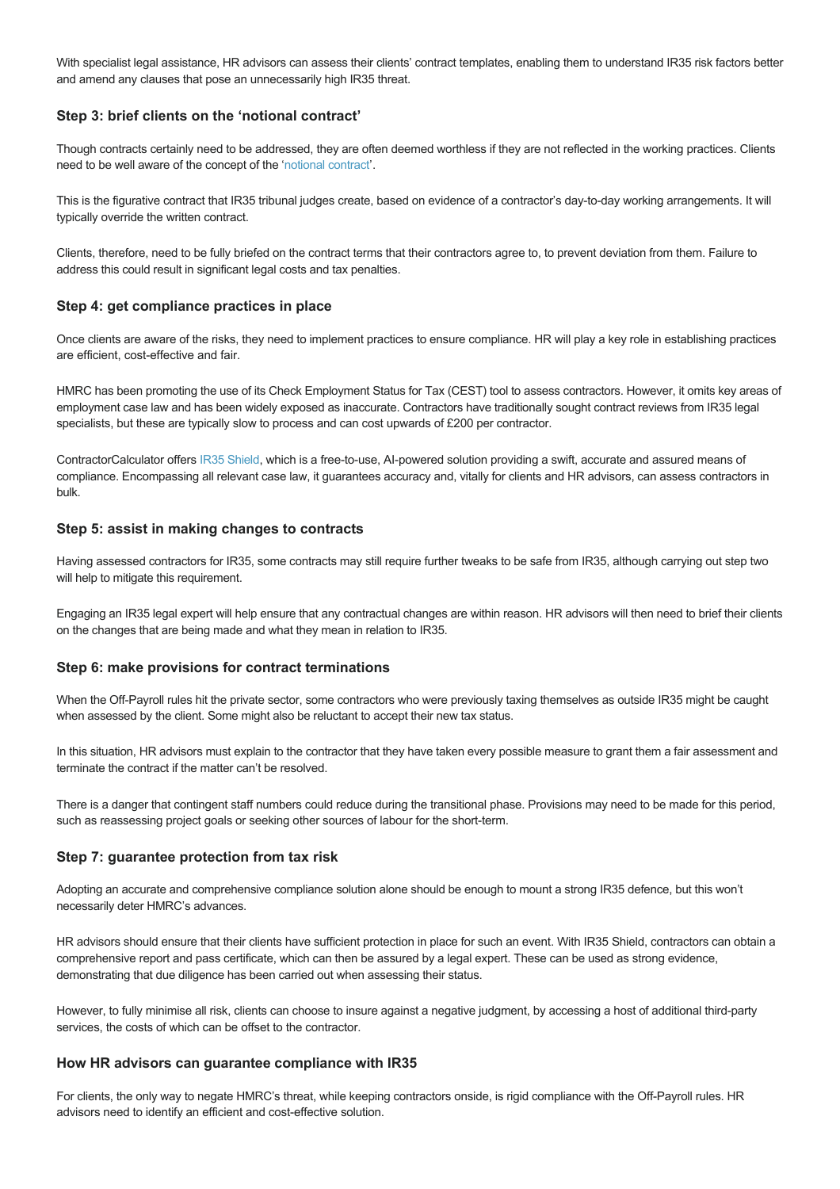With specialist legal assistance, HR advisors can assess their clients' contract templates, enabling them to understand IR35 risk factors better and amend any clauses that pose an unnecessarily high IR35 threat.

### Step 3: brief clients on the 'notional contract'

Though contracts certainly need to be addressed, they are often deemed worthless if they are not reflected in the working practices. Clients need to be well aware of the concept of the 'notional contract'.

This is the figurative contract that IR35 tribunal judges create, based on evidence of a contractor's day-to-day working arrangements. It will typically override the written contract.

Clients, therefore, need to be fully briefed on the contract terms that their contractors agree to, to prevent deviation from them. Failure to address this could result in significant legal costs and tax penalties.

### Step 4: get compliance practices in place

Once clients are aware of the risks, they need to implement practices to ensure compliance. HR will play a key role in establishing practices are efficient, cost-effective and fair.

HMRC has been promoting the use of its Check Employment Status for Tax (CEST) tool to assess contractors. However, it omits key areas of employment case law and has been widely exposed as inaccurate. Contractors have traditionally sought contract reviews from IR35 legal specialists, but these are typically slow to process and can cost upwards of £200 per contractor.

ContractorCalculator offers IR35 Shield, which is a free-to-use, AI-powered solution providing a swift, accurate and assured means of compliance. Encompassing all relevant case law, it guarantees accuracy and, vitally for clients and HR advisors, can assess contractors in bulk.

### Step 5: assist in making changes to contracts

Having assessed contractors for IR35, some contracts may still require further tweaks to be safe from IR35, although carrying out step two will help to mitigate this requirement.

Engaging an IR35 legal expert will help ensure that any contractual changes are within reason. HR advisors will then need to brief their clients on the changes that are being made and what they mean in relation to IR35.

### Step 6: make provisions for contract terminations

When the Off-Payroll rules hit the private sector, some contractors who were previously taxing themselves as outside IR35 might be caught when assessed by the client. Some might also be reluctant to accept their new tax status.

In this situation, HR advisors must explain to the contractor that they have taken every possible measure to grant them a fair assessment and terminate the contract if the matter can't be resolved.

There is a danger that contingent staff numbers could reduce during the transitional phase. Provisions may need to be made for this period, such as reassessing project goals or seeking other sources of labour for the short-term.

### Step 7: guarantee protection from tax risk

Adopting an accurate and comprehensive compliance solution alone should be enough to mount a strong IR35 defence, but this won't necessarily deter HMRC's advances.

HR advisors should ensure that their clients have sufficient protection in place for such an event. With IR35 Shield, contractors can obtain a comprehensive report and pass certificate, which can then be assured by a legal expert. These can be used as strong evidence, demonstrating that due diligence has been carried out when assessing their status.

However, to fully minimise all risk, clients can choose to insure against a negative judgment, by accessing a host of additional third-party services, the costs of which can be offset to the contractor.

### How HR advisors can guarantee compliance with IR35

For clients, the only way to negate HMRC's threat, while keeping contractors onside, is rigid compliance with the Off-Payroll rules. HR advisors need to identify an efficient and cost-effective solution.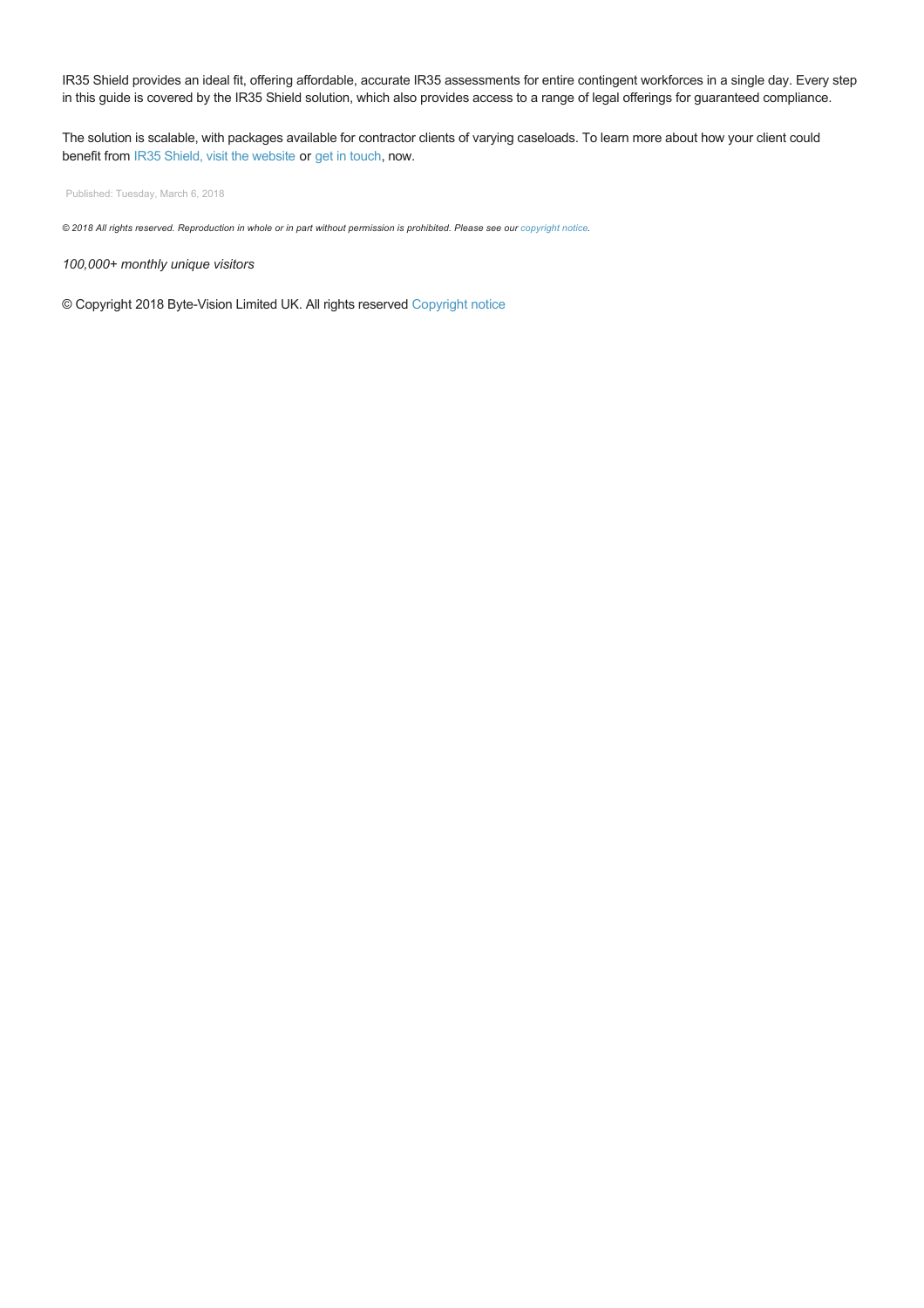IR35 Shield provides an ideal fit, offering affordable, accurate IR35 assessments for entire contingent workforces in a single day. Every step in this guide is covered by the IR35 Shield solution, which also provides access to a range of legal offerings for guaranteed compliance.

The solution is scalable, with packages available for contractor clients of varying caseloads. To learn more about how your client could benefit from IR35 Shield, visit the website or get in touch, now.

Published: Tuesday, March 6, 2018

*© 2018 All rights reserved. Reproduction in whole or in part without permission is prohibited. Please see our copyright notice.*

*100,000+ monthly unique visitors*

© Copyright 2018 Byte-Vision Limited UK. All rights reserved Copyright notice